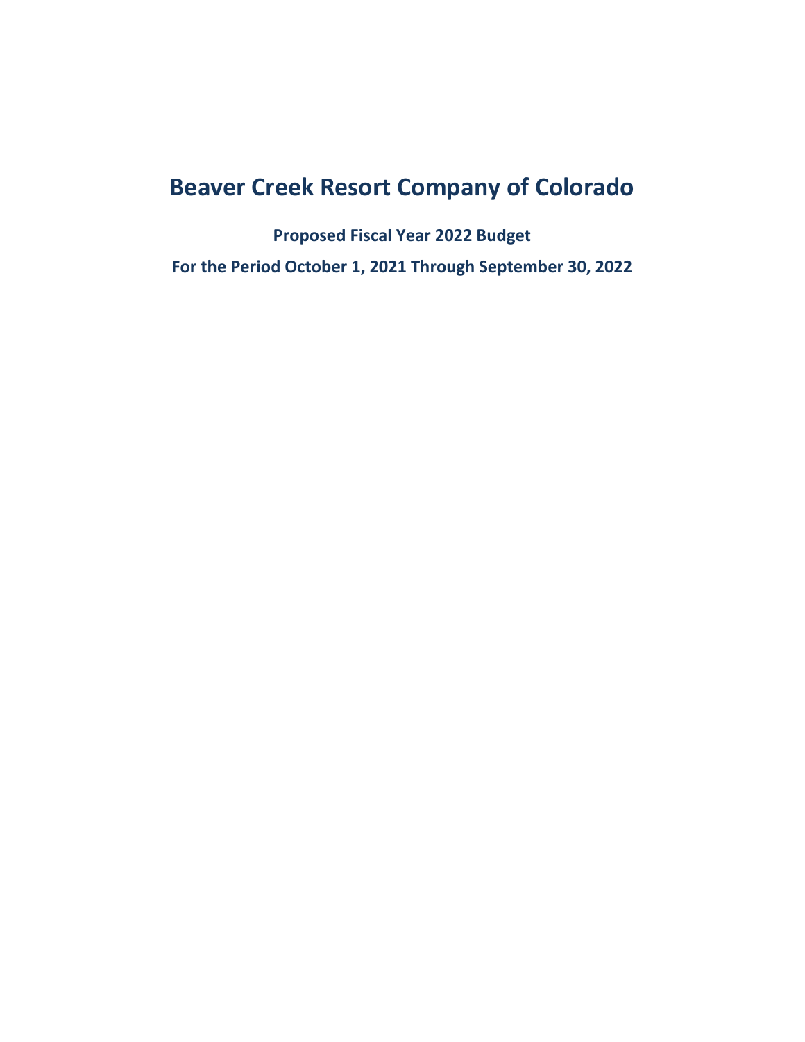# Beaver Creek Resort Company of Colorado

**Proposed Fiscal Year 2022 Budget**

**For the Period October 1, 2021 Through September 30, 2022**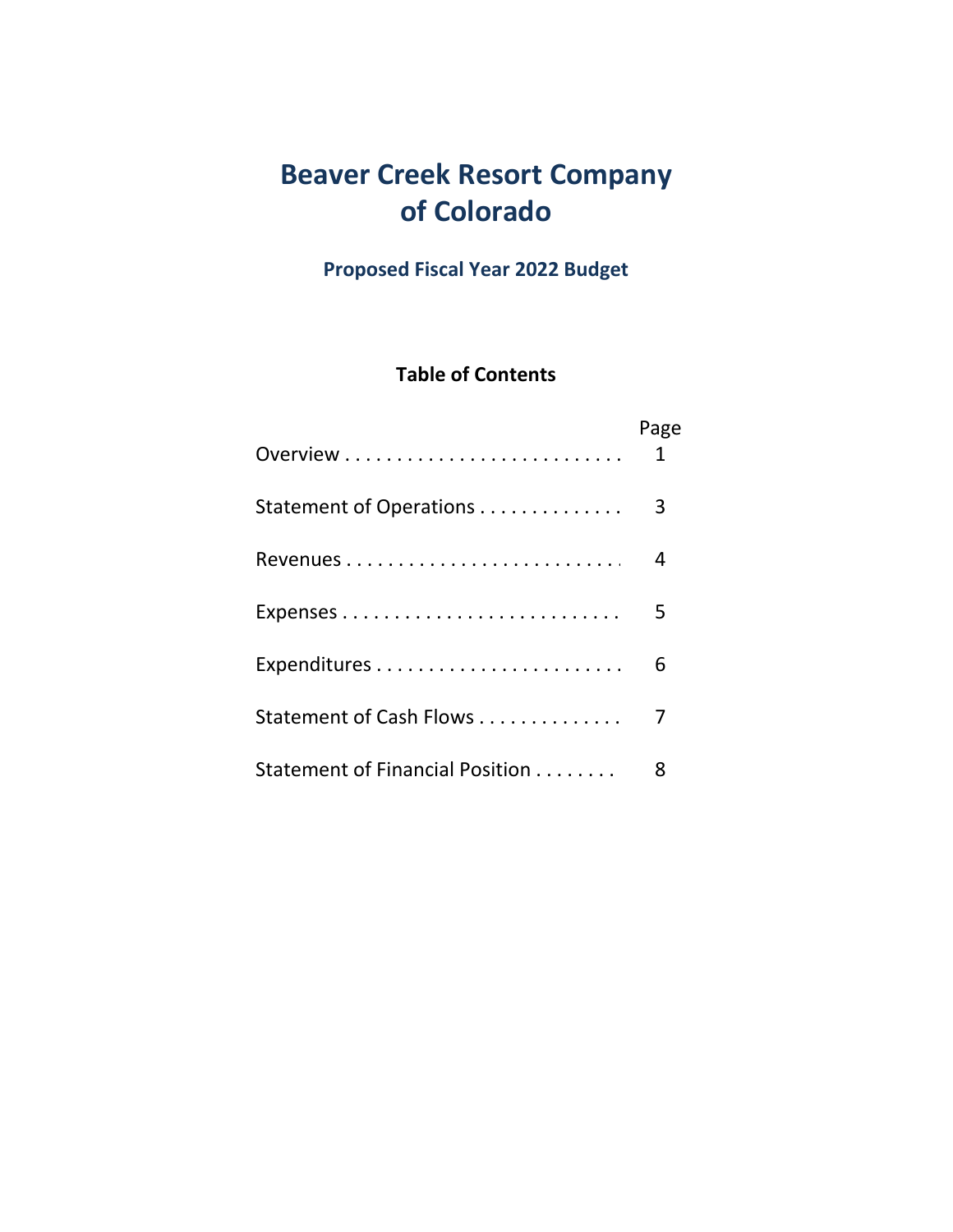# Beaver Creek Resort Company of Colorado

## Proposed Fiscal Year 2022 Budget

### Table of Contents

| | Page |
|---|---|
| Overview | 1 |
| Statement of Operations | 3 |
| Revenues | 4 |
| Expenses | 5 |
| Expenditures | 6 |
| Statement of Cash Flows | 7 |
| Statement of Financial Position | 8 |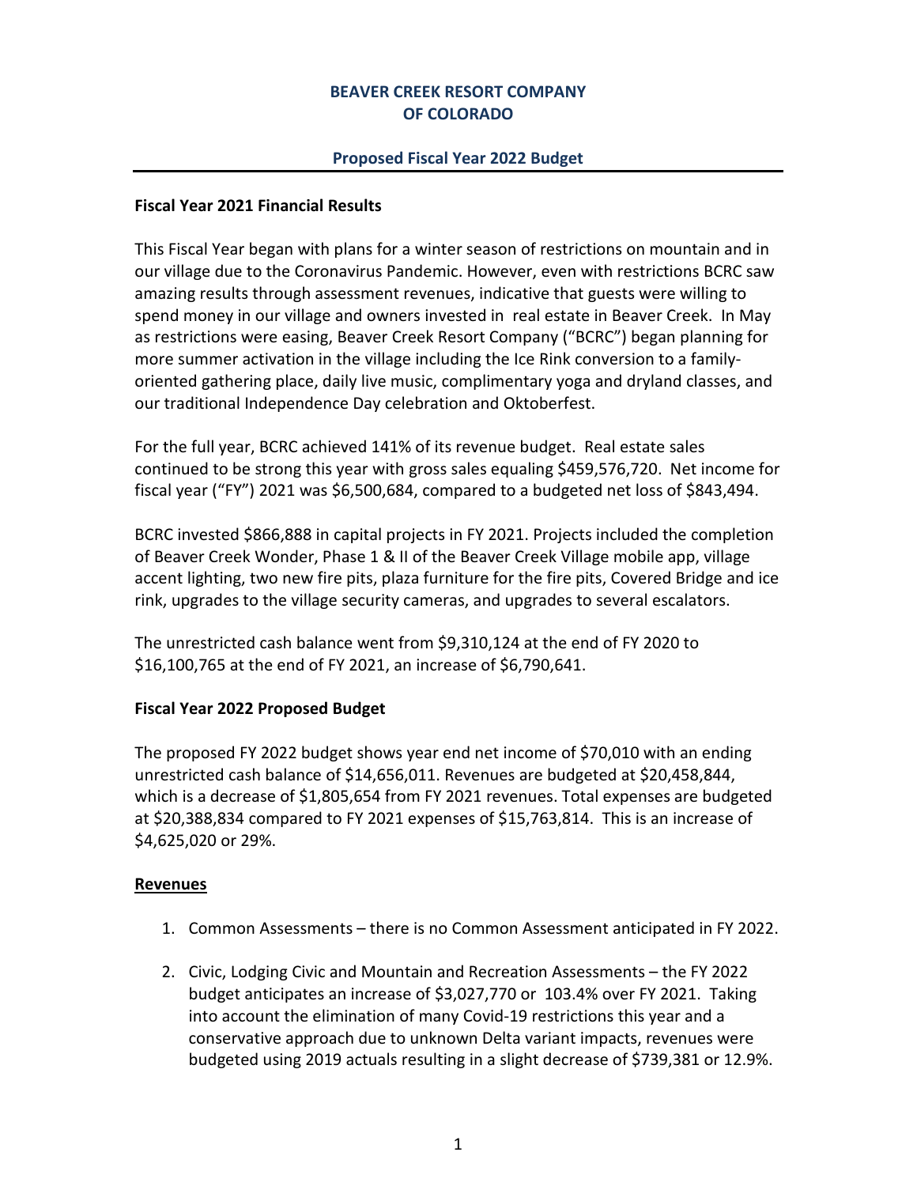**BEAVER CREEK RESORT COMPANY OF COLORADO**

**Proposed Fiscal Year 2022 Budget**

---

**Fiscal Year 2021 Financial Results**

This Fiscal Year began with plans for a winter season of restrictions on mountain and in our village due to the Coronavirus Pandemic. However, even with restrictions BCRC saw amazing results through assessment revenues, indicative that guests were willing to spend money in our village and owners invested in real estate in Beaver Creek. In May as restrictions were easing, Beaver Creek Resort Company ("BCRC") began planning for more summer activation in the village including the Ice Rink conversion to a family-oriented gathering place, daily live music, complimentary yoga and dryland classes, and our traditional Independence Day celebration and Oktoberfest.

For the full year, BCRC achieved 141% of its revenue budget. Real estate sales continued to be strong this year with gross sales equaling $459,576,720. Net income for fiscal year ("FY") 2021 was $6,500,684, compared to a budgeted net loss of $843,494.

BCRC invested $866,888 in capital projects in FY 2021. Projects included the completion of Beaver Creek Wonder, Phase 1 & II of the Beaver Creek Village mobile app, village accent lighting, two new fire pits, plaza furniture for the fire pits, Covered Bridge and ice rink, upgrades to the village security cameras, and upgrades to several escalators.

The unrestricted cash balance went from $9,310,124 at the end of FY 2020 to $16,100,765 at the end of FY 2021, an increase of $6,790,641.

**Fiscal Year 2022 Proposed Budget**

The proposed FY 2022 budget shows year end net income of $70,010 with an ending unrestricted cash balance of $14,656,011. Revenues are budgeted at $20,458,844, which is a decrease of $1,805,654 from FY 2021 revenues. Total expenses are budgeted at $20,388,834 compared to FY 2021 expenses of $15,763,814. This is an increase of $4,625,020 or 29%.

**Revenues**

1. Common Assessments – there is no Common Assessment anticipated in FY 2022.

2. Civic, Lodging Civic and Mountain and Recreation Assessments – the FY 2022 budget anticipates an increase of $3,027,770 or 103.4% over FY 2021. Taking into account the elimination of many Covid-19 restrictions this year and a conservative approach due to unknown Delta variant impacts, revenues were budgeted using 2019 actuals resulting in a slight decrease of $739,381 or 12.9%.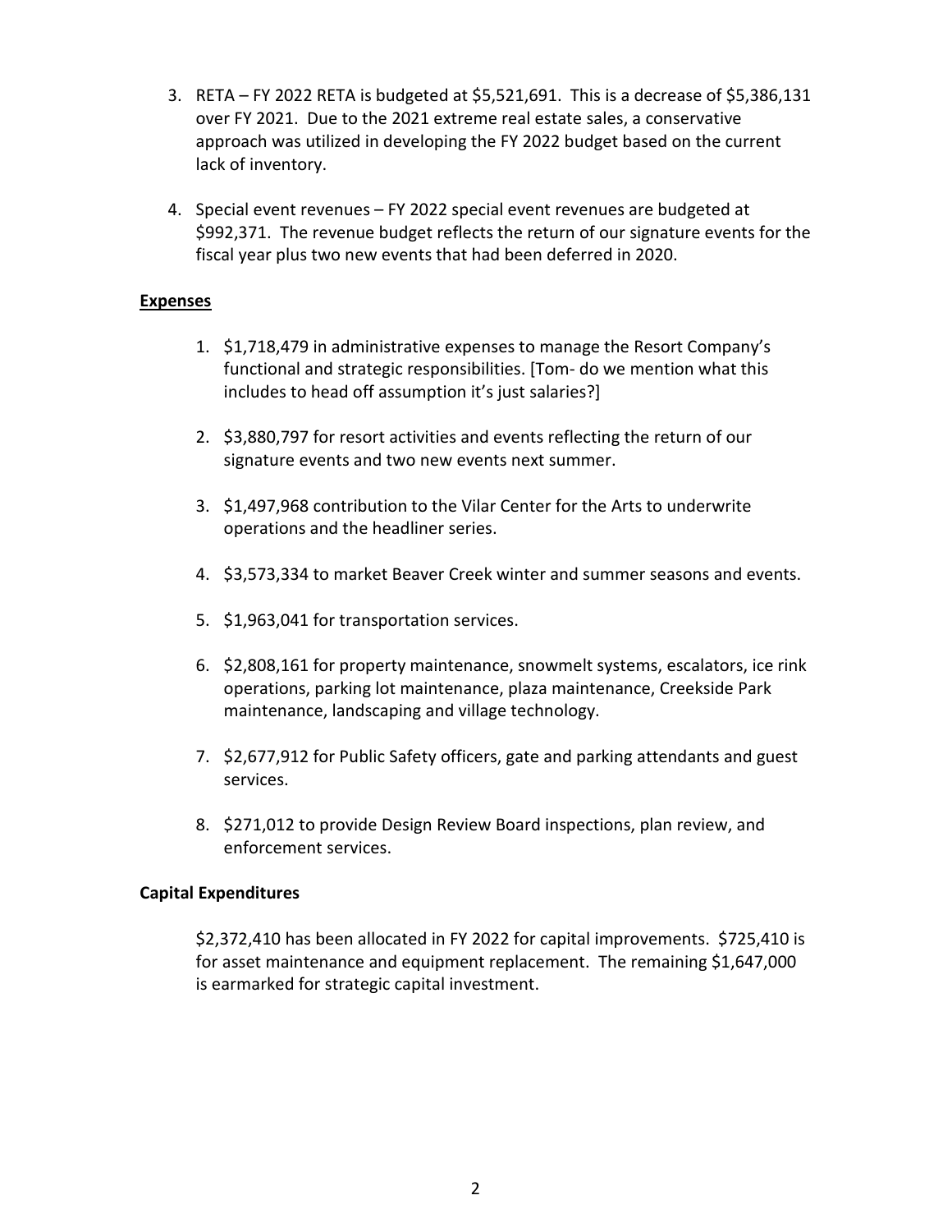3. RETA – FY 2022 RETA is budgeted at $5,521,691. This is a decrease of $5,386,131 over FY 2021. Due to the 2021 extreme real estate sales, a conservative approach was utilized in developing the FY 2022 budget based on the current lack of inventory.

4. Special event revenues – FY 2022 special event revenues are budgeted at $992,371. The revenue budget reflects the return of our signature events for the fiscal year plus two new events that had been deferred in 2020.

**Expenses**

1. $1,718,479 in administrative expenses to manage the Resort Company's functional and strategic responsibilities. [Tom- do we mention what this includes to head off assumption it's just salaries?]

2. $3,880,797 for resort activities and events reflecting the return of our signature events and two new events next summer.

3. $1,497,968 contribution to the Vilar Center for the Arts to underwrite operations and the headliner series.

4. $3,573,334 to market Beaver Creek winter and summer seasons and events.

5. $1,963,041 for transportation services.

6. $2,808,161 for property maintenance, snowmelt systems, escalators, ice rink operations, parking lot maintenance, plaza maintenance, Creekside Park maintenance, landscaping and village technology.

7. $2,677,912 for Public Safety officers, gate and parking attendants and guest services.

8. $271,012 to provide Design Review Board inspections, plan review, and enforcement services.

**Capital Expenditures**

$2,372,410 has been allocated in FY 2022 for capital improvements. $725,410 is for asset maintenance and equipment replacement. The remaining $1,647,000 is earmarked for strategic capital investment.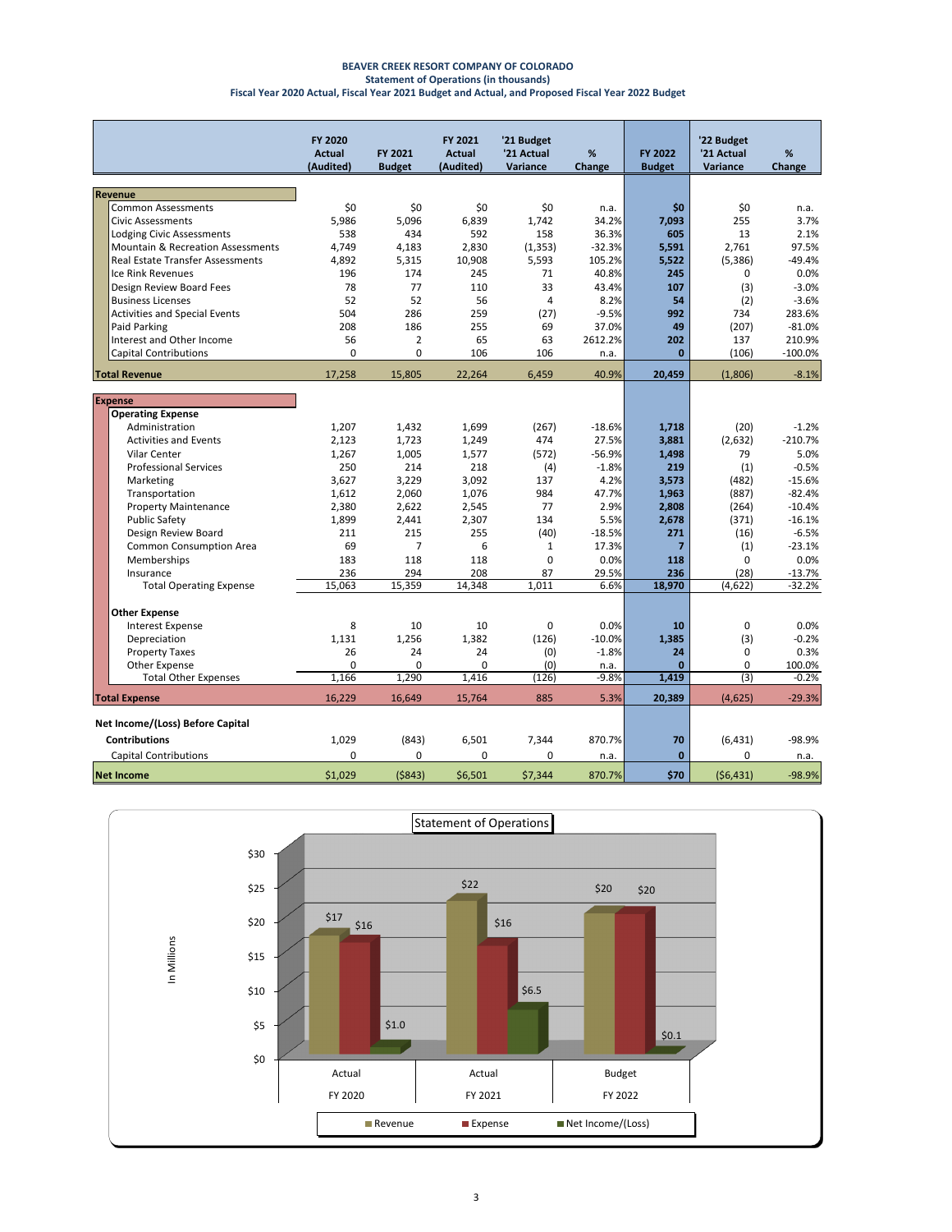# BEAVER CREEK RESORT COMPANY OF COLORADO

## Statement of Operations (in thousands)

### Fiscal Year 2020 Actual, Fiscal Year 2021 Budget and Actual, and Proposed Fiscal Year 2022 Budget

| | FY 2020 Actual (Audited) | FY 2021 Budget | FY 2021 Actual (Audited) | '21 Budget '21 Actual Variance | % Change | FY 2022 Budget | '22 Budget '21 Actual Variance | % Change |
|---|---|---|---|---|---|---|---|---|
| **Revenue** | | | | | | | | |
| Common Assessments | $0 | $0 | $0 | $0 | n.a. | **$0** | $0 | n.a. |
| Civic Assessments | 5,986 | 5,096 | 6,839 | 1,742 | 34.2% | **7,093** | 255 | 3.7% |
| Lodging Civic Assessments | 538 | 434 | 592 | 158 | 36.3% | **605** | 13 | 2.1% |
| Mountain & Recreation Assessments | 4,749 | 4,183 | 2,830 | (1,353) | -32.3% | **5,591** | 2,761 | 97.5% |
| Real Estate Transfer Assessments | 4,892 | 5,315 | 10,908 | 5,593 | 105.2% | **5,522** | (5,386) | -49.4% |
| Ice Rink Revenues | 196 | 174 | 245 | 71 | 40.8% | **245** | 0 | 0.0% |
| Design Review Board Fees | 78 | 77 | 110 | 33 | 43.4% | **107** | (3) | -3.0% |
| Business Licenses | 52 | 52 | 56 | 4 | 8.2% | **54** | (2) | -3.6% |
| Activities and Special Events | 504 | 286 | 259 | (27) | -9.5% | **992** | 734 | 283.6% |
| Paid Parking | 208 | 186 | 255 | 69 | 37.0% | **49** | (207) | -81.0% |
| Interest and Other Income | 56 | 2 | 65 | 63 | 2612.2% | **202** | 137 | 210.9% |
| Capital Contributions | 0 | 0 | 106 | 106 | n.a. | **0** | (106) | -100.0% |
| **Total Revenue** | 17,258 | 15,805 | 22,264 | 6,459 | 40.9% | **20,459** | (1,806) | -8.1% |
| **Expense** | | | | | | | | |
| **Operating Expense** | | | | | | | | |
| Administration | 1,207 | 1,432 | 1,699 | (267) | -18.6% | **1,718** | (20) | -1.2% |
| Activities and Events | 2,123 | 1,723 | 1,249 | 474 | 27.5% | **3,881** | (2,632) | -210.7% |
| Vilar Center | 1,267 | 1,005 | 1,577 | (572) | -56.9% | **1,498** | 79 | 5.0% |
| Professional Services | 250 | 214 | 218 | (4) | -1.8% | **219** | (1) | -0.5% |
| Marketing | 3,627 | 3,229 | 3,092 | 137 | 4.2% | **3,573** | (482) | -15.6% |
| Transportation | 1,612 | 2,060 | 1,076 | 984 | 47.7% | **1,963** | (887) | -82.4% |
| Property Maintenance | 2,380 | 2,622 | 2,545 | 77 | 2.9% | **2,808** | (264) | -10.4% |
| Public Safety | 1,899 | 2,441 | 2,307 | 134 | 5.5% | **2,678** | (371) | -16.1% |
| Design Review Board | 211 | 215 | 255 | (40) | -18.5% | **271** | (16) | -6.5% |
| Common Consumption Area | 69 | 7 | 6 | 1 | 17.3% | **7** | (1) | -23.1% |
| Memberships | 183 | 118 | 118 | 0 | 0.0% | **118** | 0 | 0.0% |
| Insurance | 236 | 294 | 208 | 87 | 29.5% | **236** | (28) | -13.7% |
| Total Operating Expense | 15,063 | 15,359 | 14,348 | 1,011 | 6.6% | **18,970** | (4,622) | -32.2% |
| **Other Expense** | | | | | | | | |
| Interest Expense | 8 | 10 | 10 | 0 | 0.0% | **10** | 0 | 0.0% |
| Depreciation | 1,131 | 1,256 | 1,382 | (126) | -10.0% | **1,385** | (3) | -0.2% |
| Property Taxes | 26 | 24 | 24 | (0) | -1.8% | **24** | 0 | 0.3% |
| Other Expense | 0 | 0 | 0 | (0) | n.a. | **0** | 0 | 100.0% |
| Total Other Expenses | 1,166 | 1,290 | 1,416 | (126) | -9.8% | **1,419** | (3) | -0.2% |
| **Total Expense** | 16,229 | 16,649 | 15,764 | 885 | 5.3% | **20,389** | (4,625) | -29.3% |
| **Net Income/(Loss) Before Capital Contributions** | 1,029 | (843) | 6,501 | 7,344 | 870.7% | **70** | (6,431) | -98.9% |
| Capital Contributions | 0 | 0 | 0 | 0 | n.a. | **0** | 0 | n.a. |
| **Net Income** | $1,029 | ($843) | $6,501 | $7,344 | 870.7% | **$70** | ($6,431) | -98.9% |

**Statement of Operations** (In Millions)

| | Revenue | Expense | Net Income/(Loss) |
|---|---|---|---|
| Actual FY 2020 | $17 | $16 | $1.0 |
| Actual FY 2021 | $22 | $16 | $6.5 |
| Budget FY 2022 | $20 | $20 | $0.1 |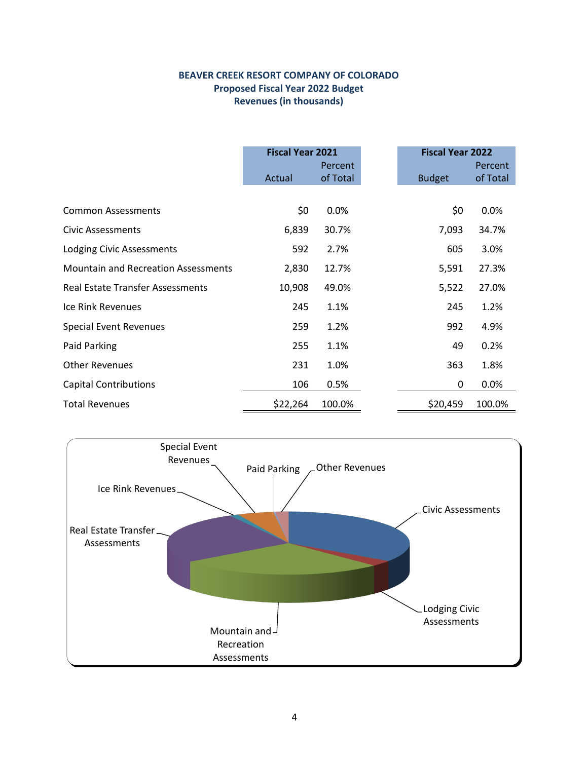# BEAVER CREEK RESORT COMPANY OF COLORADO
## Proposed Fiscal Year 2022 Budget
## Revenues (in thousands)

| | Fiscal Year 2021 | | Fiscal Year 2022 | |
|---|---|---|---|---|
| | Actual | Percent of Total | Budget | Percent of Total |
| Common Assessments | $0 | 0.0% | $0 | 0.0% |
| Civic Assessments | 6,839 | 30.7% | 7,093 | 34.7% |
| Lodging Civic Assessments | 592 | 2.7% | 605 | 3.0% |
| Mountain and Recreation Assessments | 2,830 | 12.7% | 5,591 | 27.3% |
| Real Estate Transfer Assessments | 10,908 | 49.0% | 5,522 | 27.0% |
| Ice Rink Revenues | 245 | 1.1% | 245 | 1.2% |
| Special Event Revenues | 259 | 1.2% | 992 | 4.9% |
| Paid Parking | 255 | 1.1% | 49 | 0.2% |
| Other Revenues | 231 | 1.0% | 363 | 1.8% |
| Capital Contributions | 106 | 0.5% | 0 | 0.0% |
| Total Revenues | $22,264 | 100.0% | $20,459 | 100.0% |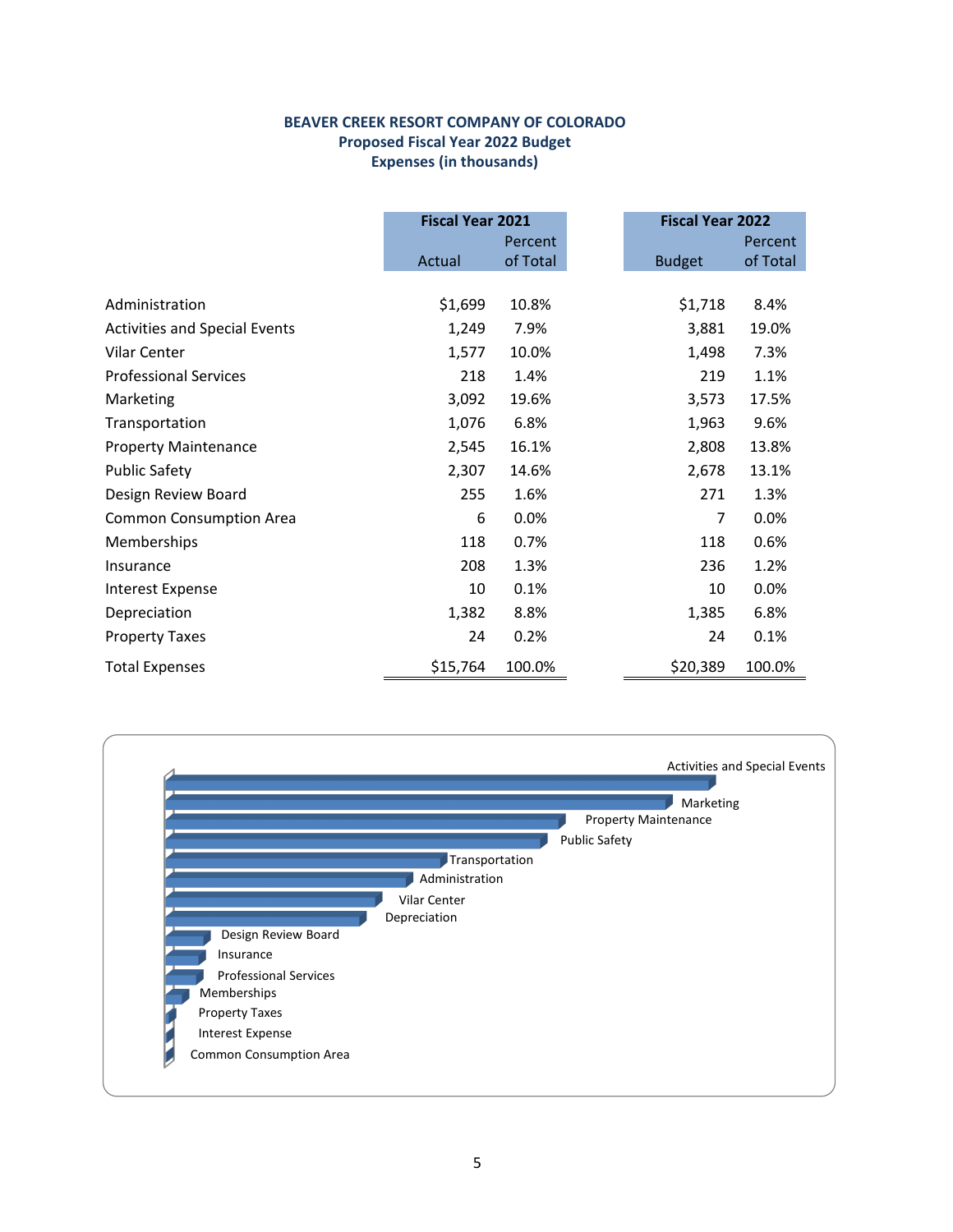# BEAVER CREEK RESORT COMPANY OF COLORADO
## Proposed Fiscal Year 2022 Budget
## Expenses (in thousands)

| | Fiscal Year 2021 | | Fiscal Year 2022 | |
|---|---|---|---|---|
| | Actual | Percent of Total | Budget | Percent of Total |
| Administration | $1,699 | 10.8% | $1,718 | 8.4% |
| Activities and Special Events | 1,249 | 7.9% | 3,881 | 19.0% |
| Vilar Center | 1,577 | 10.0% | 1,498 | 7.3% |
| Professional Services | 218 | 1.4% | 219 | 1.1% |
| Marketing | 3,092 | 19.6% | 3,573 | 17.5% |
| Transportation | 1,076 | 6.8% | 1,963 | 9.6% |
| Property Maintenance | 2,545 | 16.1% | 2,808 | 13.8% |
| Public Safety | 2,307 | 14.6% | 2,678 | 13.1% |
| Design Review Board | 255 | 1.6% | 271 | 1.3% |
| Common Consumption Area | 6 | 0.0% | 7 | 0.0% |
| Memberships | 118 | 0.7% | 118 | 0.6% |
| Insurance | 208 | 1.3% | 236 | 1.2% |
| Interest Expense | 10 | 0.1% | 10 | 0.0% |
| Depreciation | 1,382 | 8.8% | 1,385 | 6.8% |
| Property Taxes | 24 | 0.2% | 24 | 0.1% |
| Total Expenses | $15,764 | 100.0% | $20,389 | 100.0% |

Activities and Special Events
Marketing
Property Maintenance
Public Safety
Transportation
Administration
Vilar Center
Depreciation
Design Review Board
Insurance
Professional Services
Memberships
Property Taxes
Interest Expense
Common Consumption Area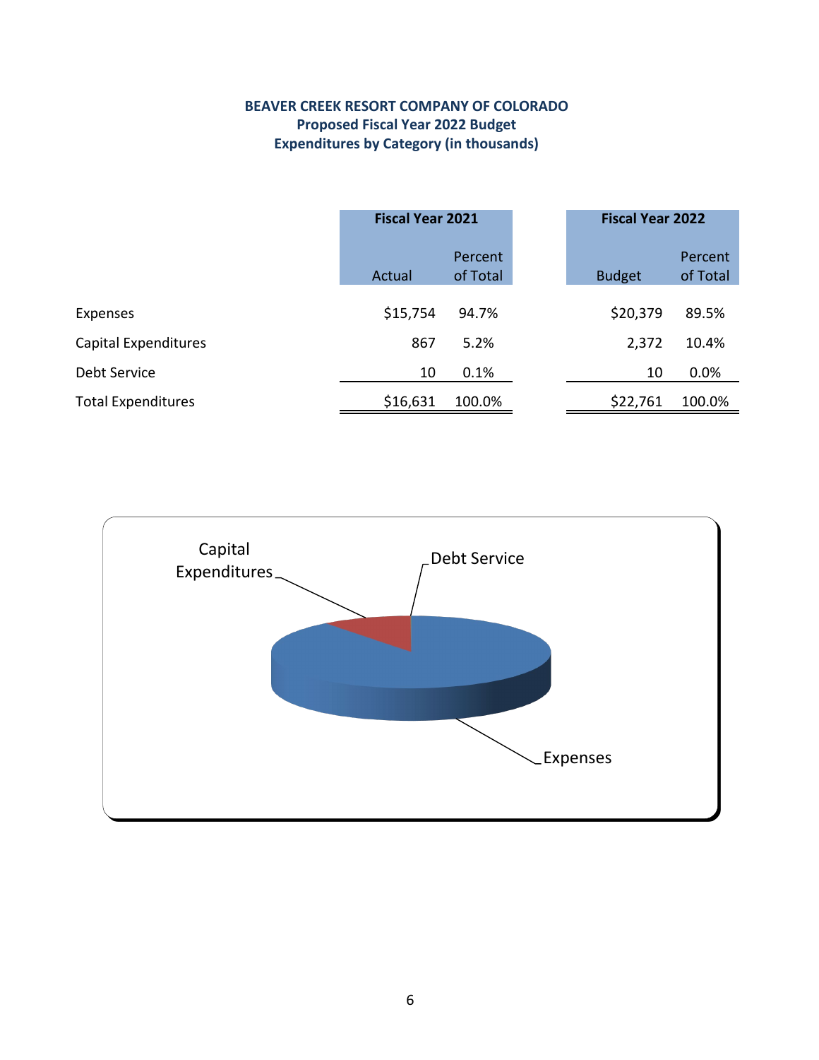**BEAVER CREEK RESORT COMPANY OF COLORADO**
**Proposed Fiscal Year 2022 Budget**
**Expenditures by Category (in thousands)**

| | Fiscal Year 2021 | | Fiscal Year 2022 | |
|---|---|---|---|---|
| | Actual | Percent of Total | Budget | Percent of Total |
| Expenses | $15,754 | 94.7% | $20,379 | 89.5% |
| Capital Expenditures | 867 | 5.2% | 2,372 | 10.4% |
| Debt Service | 10 | 0.1% | 10 | 0.0% |
| Total Expenditures | $16,631 | 100.0% | $22,761 | 100.0% |

Capital Expenditures
Debt Service
Expenses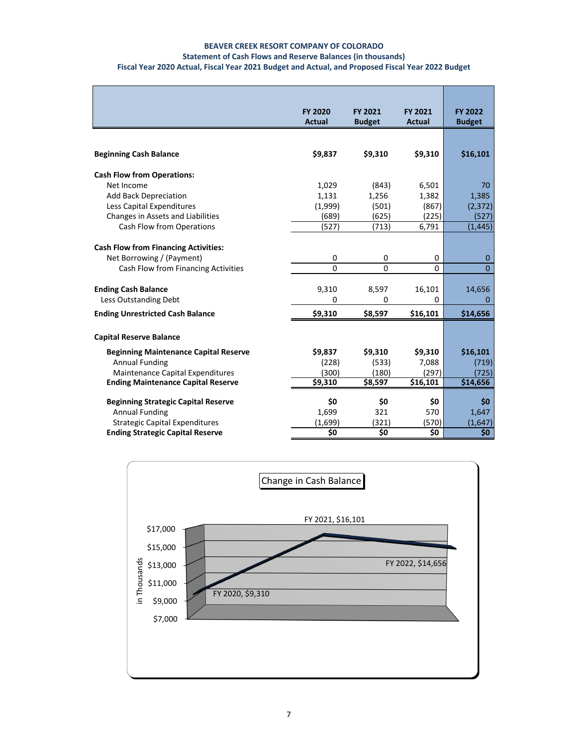**BEAVER CREEK RESORT COMPANY OF COLORADO**
**Statement of Cash Flows and Reserve Balances (in thousands)**
**Fiscal Year 2020 Actual, Fiscal Year 2021 Budget and Actual, and Proposed Fiscal Year 2022 Budget**

| | FY 2020 Actual | FY 2021 Budget | FY 2021 Actual | FY 2022 Budget |
|---|---|---|---|---|
| **Beginning Cash Balance** | **$9,837** | **$9,310** | **$9,310** | **$16,101** |
| **Cash Flow from Operations:** | | | | |
| Net Income | 1,029 | (843) | 6,501 | 70 |
| Add Back Depreciation | 1,131 | 1,256 | 1,382 | 1,385 |
| Less Capital Expenditures | (1,999) | (501) | (867) | (2,372) |
| Changes in Assets and Liabilities | (689) | (625) | (225) | (527) |
| Cash Flow from Operations | (527) | (713) | 6,791 | (1,445) |
| **Cash Flow from Financing Activities:** | | | | |
| Net Borrowing / (Payment) | 0 | 0 | 0 | 0 |
| Cash Flow from Financing Activities | 0 | 0 | 0 | 0 |
| **Ending Cash Balance** | 9,310 | 8,597 | 16,101 | 14,656 |
| Less Outstanding Debt | 0 | 0 | 0 | 0 |
| **Ending Unrestricted Cash Balance** | **$9,310** | **$8,597** | **$16,101** | **$14,656** |
| **Capital Reserve Balance** | | | | |
| **Beginning Maintenance Capital Reserve** | **$9,837** | **$9,310** | **$9,310** | **$16,101** |
| Annual Funding | (228) | (533) | 7,088 | (719) |
| Maintenance Capital Expenditures | (300) | (180) | (297) | (725) |
| **Ending Maintenance Capital Reserve** | **$9,310** | **$8,597** | **$16,101** | **$14,656** |
| **Beginning Strategic Capital Reserve** | **$0** | **$0** | **$0** | **$0** |
| Annual Funding | 1,699 | 321 | 570 | 1,647 |
| Strategic Capital Expenditures | (1,699) | (321) | (570) | (1,647) |
| **Ending Strategic Capital Reserve** | **$0** | **$0** | **$0** | **$0** |

Change in Cash Balance

in Thousands

FY 2020, $9,310 — FY 2021, $16,101 — FY 2022, $14,656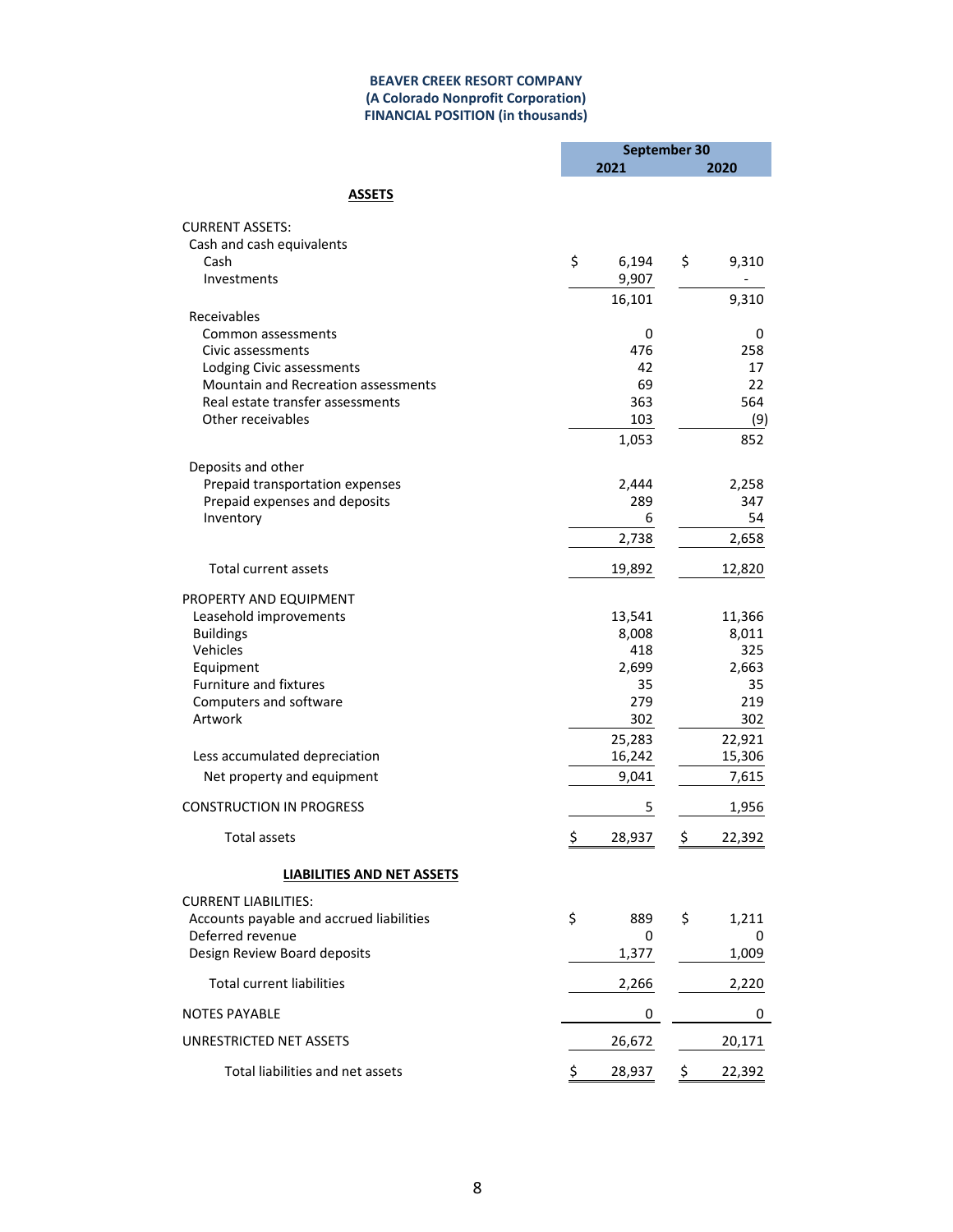**BEAVER CREEK RESORT COMPANY**
**(A Colorado Nonprofit Corporation)**
**FINANCIAL POSITION (in thousands)**

| | September 30 2021 | September 30 2020 |
|---|---|---|
| **ASSETS** | | |
| CURRENT ASSETS: | | |
| Cash and cash equivalents | | |
| Cash | $ 6,194 | $ 9,310 |
| Investments | 9,907 | - |
| | 16,101 | 9,310 |
| Receivables | | |
| Common assessments | 0 | 0 |
| Civic assessments | 476 | 258 |
| Lodging Civic assessments | 42 | 17 |
| Mountain and Recreation assessments | 69 | 22 |
| Real estate transfer assessments | 363 | 564 |
| Other receivables | 103 | (9) |
| | 1,053 | 852 |
| Deposits and other | | |
| Prepaid transportation expenses | 2,444 | 2,258 |
| Prepaid expenses and deposits | 289 | 347 |
| Inventory | 6 | 54 |
| | 2,738 | 2,658 |
| Total current assets | 19,892 | 12,820 |
| PROPERTY AND EQUIPMENT | | |
| Leasehold improvements | 13,541 | 11,366 |
| Buildings | 8,008 | 8,011 |
| Vehicles | 418 | 325 |
| Equipment | 2,699 | 2,663 |
| Furniture and fixtures | 35 | 35 |
| Computers and software | 279 | 219 |
| Artwork | 302 | 302 |
| | 25,283 | 22,921 |
| Less accumulated depreciation | 16,242 | 15,306 |
| Net property and equipment | 9,041 | 7,615 |
| CONSTRUCTION IN PROGRESS | 5 | 1,956 |
| Total assets | $ 28,937 | $ 22,392 |
| **LIABILITIES AND NET ASSETS** | | |
| CURRENT LIABILITIES: | | |
| Accounts payable and accrued liabilities | $ 889 | $ 1,211 |
| Deferred revenue | 0 | 0 |
| Design Review Board deposits | 1,377 | 1,009 |
| Total current liabilities | 2,266 | 2,220 |
| NOTES PAYABLE | 0 | 0 |
| UNRESTRICTED NET ASSETS | 26,672 | 20,171 |
| Total liabilities and net assets | $ 28,937 | $ 22,392 |